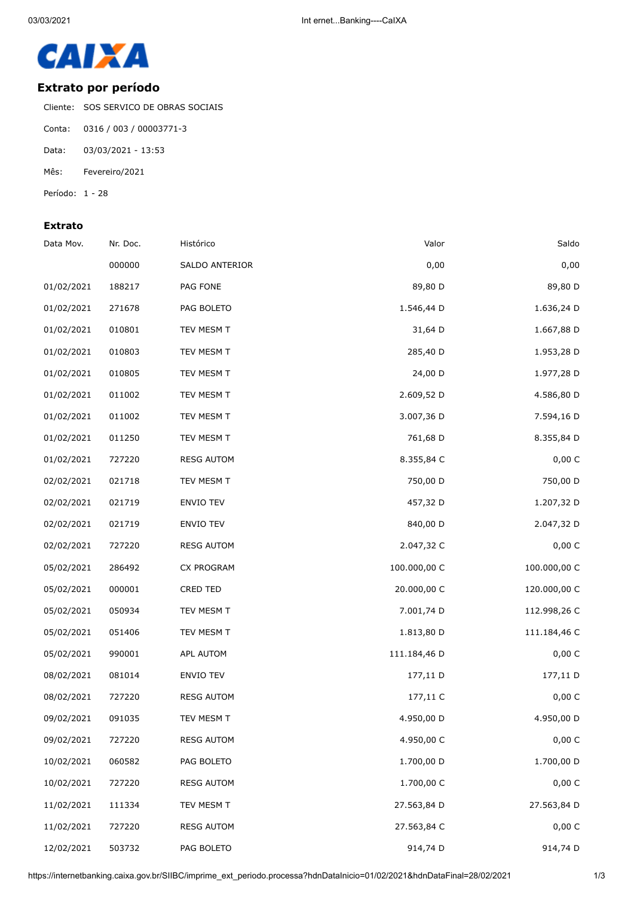CAIXA

## Extrato por período

Cliente: SOS SERVICO DE OBRAS SOCIAIS

Conta: 0316 / 003 / 00003771-3

Data: 03/03/2021 - 13:53

Mês: Fevereiro/2021

Período: 1 - 28

### Extrato

| Data Mov. | Nr. Doc. | Histórico | Valor | Saldo |
|---|---|---|---|---|
| | 000000 | SALDO ANTERIOR | 0,00 | 0,00 |
| 01/02/2021 | 188217 | PAG FONE | 89,80 D | 89,80 D |
| 01/02/2021 | 271678 | PAG BOLETO | 1.546,44 D | 1.636,24 D |
| 01/02/2021 | 010801 | TEV MESM T | 31,64 D | 1.667,88 D |
| 01/02/2021 | 010803 | TEV MESM T | 285,40 D | 1.953,28 D |
| 01/02/2021 | 010805 | TEV MESM T | 24,00 D | 1.977,28 D |
| 01/02/2021 | 011002 | TEV MESM T | 2.609,52 D | 4.586,80 D |
| 01/02/2021 | 011002 | TEV MESM T | 3.007,36 D | 7.594,16 D |
| 01/02/2021 | 011250 | TEV MESM T | 761,68 D | 8.355,84 D |
| 01/02/2021 | 727220 | RESG AUTOM | 8.355,84 C | 0,00 C |
| 02/02/2021 | 021718 | TEV MESM T | 750,00 D | 750,00 D |
| 02/02/2021 | 021719 | ENVIO TEV | 457,32 D | 1.207,32 D |
| 02/02/2021 | 021719 | ENVIO TEV | 840,00 D | 2.047,32 D |
| 02/02/2021 | 727220 | RESG AUTOM | 2.047,32 C | 0,00 C |
| 05/02/2021 | 286492 | CX PROGRAM | 100.000,00 C | 100.000,00 C |
| 05/02/2021 | 000001 | CRED TED | 20.000,00 C | 120.000,00 C |
| 05/02/2021 | 050934 | TEV MESM T | 7.001,74 D | 112.998,26 C |
| 05/02/2021 | 051406 | TEV MESM T | 1.813,80 D | 111.184,46 C |
| 05/02/2021 | 990001 | APL AUTOM | 111.184,46 D | 0,00 C |
| 08/02/2021 | 081014 | ENVIO TEV | 177,11 D | 177,11 D |
| 08/02/2021 | 727220 | RESG AUTOM | 177,11 C | 0,00 C |
| 09/02/2021 | 091035 | TEV MESM T | 4.950,00 D | 4.950,00 D |
| 09/02/2021 | 727220 | RESG AUTOM | 4.950,00 C | 0,00 C |
| 10/02/2021 | 060582 | PAG BOLETO | 1.700,00 D | 1.700,00 D |
| 10/02/2021 | 727220 | RESG AUTOM | 1.700,00 C | 0,00 C |
| 11/02/2021 | 111334 | TEV MESM T | 27.563,84 D | 27.563,84 D |
| 11/02/2021 | 727220 | RESG AUTOM | 27.563,84 C | 0,00 C |
| 12/02/2021 | 503732 | PAG BOLETO | 914,74 D | 914,74 D |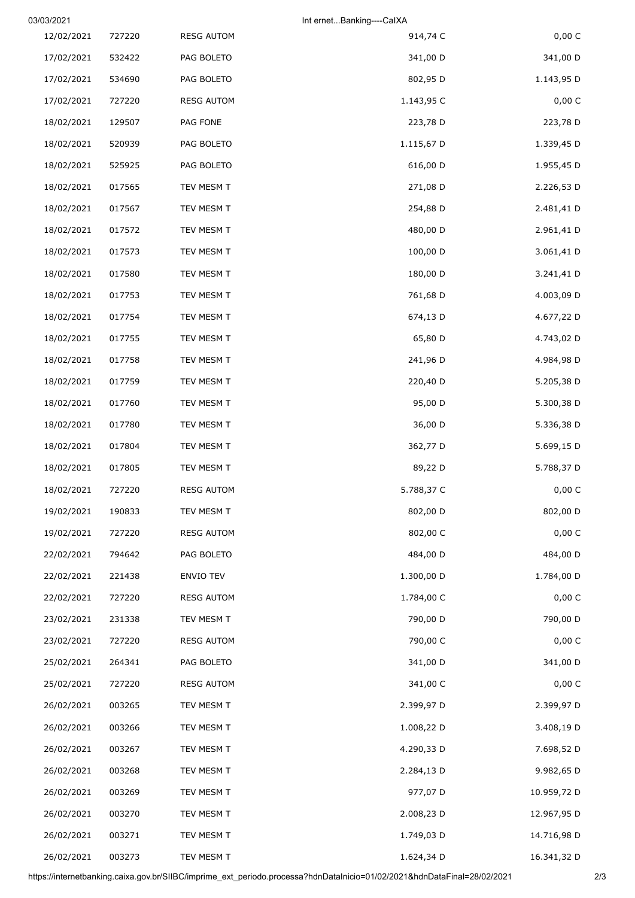| | | | | |
|---|---|---|---|---|
| 12/02/2021 | 727220 | RESG AUTOM | 914,74 C | 0,00 C |
| 17/02/2021 | 532422 | PAG BOLETO | 341,00 D | 341,00 D |
| 17/02/2021 | 534690 | PAG BOLETO | 802,95 D | 1.143,95 D |
| 17/02/2021 | 727220 | RESG AUTOM | 1.143,95 C | 0,00 C |
| 18/02/2021 | 129507 | PAG FONE | 223,78 D | 223,78 D |
| 18/02/2021 | 520939 | PAG BOLETO | 1.115,67 D | 1.339,45 D |
| 18/02/2021 | 525925 | PAG BOLETO | 616,00 D | 1.955,45 D |
| 18/02/2021 | 017565 | TEV MESM T | 271,08 D | 2.226,53 D |
| 18/02/2021 | 017567 | TEV MESM T | 254,88 D | 2.481,41 D |
| 18/02/2021 | 017572 | TEV MESM T | 480,00 D | 2.961,41 D |
| 18/02/2021 | 017573 | TEV MESM T | 100,00 D | 3.061,41 D |
| 18/02/2021 | 017580 | TEV MESM T | 180,00 D | 3.241,41 D |
| 18/02/2021 | 017753 | TEV MESM T | 761,68 D | 4.003,09 D |
| 18/02/2021 | 017754 | TEV MESM T | 674,13 D | 4.677,22 D |
| 18/02/2021 | 017755 | TEV MESM T | 65,80 D | 4.743,02 D |
| 18/02/2021 | 017758 | TEV MESM T | 241,96 D | 4.984,98 D |
| 18/02/2021 | 017759 | TEV MESM T | 220,40 D | 5.205,38 D |
| 18/02/2021 | 017760 | TEV MESM T | 95,00 D | 5.300,38 D |
| 18/02/2021 | 017780 | TEV MESM T | 36,00 D | 5.336,38 D |
| 18/02/2021 | 017804 | TEV MESM T | 362,77 D | 5.699,15 D |
| 18/02/2021 | 017805 | TEV MESM T | 89,22 D | 5.788,37 D |
| 18/02/2021 | 727220 | RESG AUTOM | 5.788,37 C | 0,00 C |
| 19/02/2021 | 190833 | TEV MESM T | 802,00 D | 802,00 D |
| 19/02/2021 | 727220 | RESG AUTOM | 802,00 C | 0,00 C |
| 22/02/2021 | 794642 | PAG BOLETO | 484,00 D | 484,00 D |
| 22/02/2021 | 221438 | ENVIO TEV | 1.300,00 D | 1.784,00 D |
| 22/02/2021 | 727220 | RESG AUTOM | 1.784,00 C | 0,00 C |
| 23/02/2021 | 231338 | TEV MESM T | 790,00 D | 790,00 D |
| 23/02/2021 | 727220 | RESG AUTOM | 790,00 C | 0,00 C |
| 25/02/2021 | 264341 | PAG BOLETO | 341,00 D | 341,00 D |
| 25/02/2021 | 727220 | RESG AUTOM | 341,00 C | 0,00 C |
| 26/02/2021 | 003265 | TEV MESM T | 2.399,97 D | 2.399,97 D |
| 26/02/2021 | 003266 | TEV MESM T | 1.008,22 D | 3.408,19 D |
| 26/02/2021 | 003267 | TEV MESM T | 4.290,33 D | 7.698,52 D |
| 26/02/2021 | 003268 | TEV MESM T | 2.284,13 D | 9.982,65 D |
| 26/02/2021 | 003269 | TEV MESM T | 977,07 D | 10.959,72 D |
| 26/02/2021 | 003270 | TEV MESM T | 2.008,23 D | 12.967,95 D |
| 26/02/2021 | 003271 | TEV MESM T | 1.749,03 D | 14.716,98 D |
| 26/02/2021 | 003273 | TEV MESM T | 1.624,34 D | 16.341,32 D |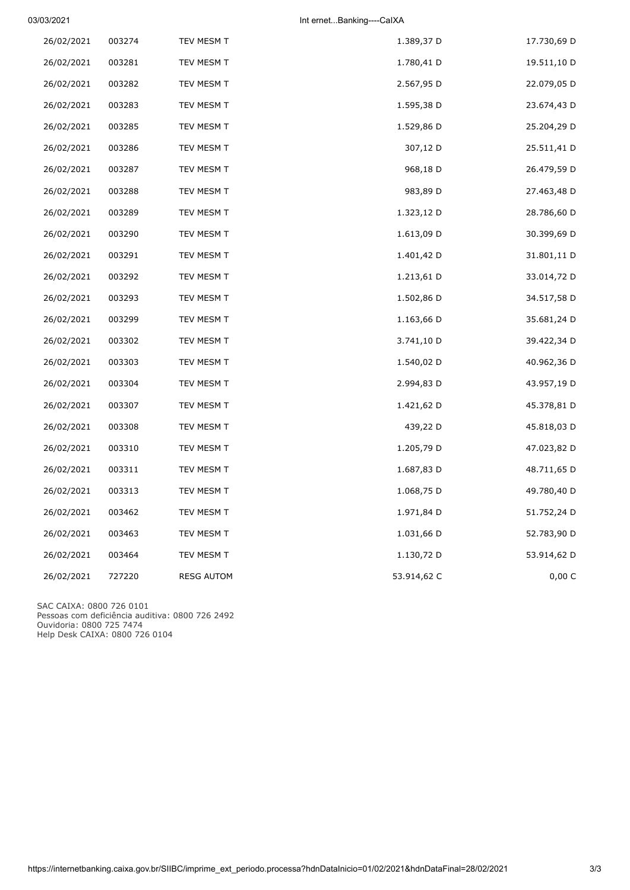| | | | | |
|---|---|---|---|---|
| 26/02/2021 | 003274 | TEV MESM T | 1.389,37 D | 17.730,69 D |
| 26/02/2021 | 003281 | TEV MESM T | 1.780,41 D | 19.511,10 D |
| 26/02/2021 | 003282 | TEV MESM T | 2.567,95 D | 22.079,05 D |
| 26/02/2021 | 003283 | TEV MESM T | 1.595,38 D | 23.674,43 D |
| 26/02/2021 | 003285 | TEV MESM T | 1.529,86 D | 25.204,29 D |
| 26/02/2021 | 003286 | TEV MESM T | 307,12 D | 25.511,41 D |
| 26/02/2021 | 003287 | TEV MESM T | 968,18 D | 26.479,59 D |
| 26/02/2021 | 003288 | TEV MESM T | 983,89 D | 27.463,48 D |
| 26/02/2021 | 003289 | TEV MESM T | 1.323,12 D | 28.786,60 D |
| 26/02/2021 | 003290 | TEV MESM T | 1.613,09 D | 30.399,69 D |
| 26/02/2021 | 003291 | TEV MESM T | 1.401,42 D | 31.801,11 D |
| 26/02/2021 | 003292 | TEV MESM T | 1.213,61 D | 33.014,72 D |
| 26/02/2021 | 003293 | TEV MESM T | 1.502,86 D | 34.517,58 D |
| 26/02/2021 | 003299 | TEV MESM T | 1.163,66 D | 35.681,24 D |
| 26/02/2021 | 003302 | TEV MESM T | 3.741,10 D | 39.422,34 D |
| 26/02/2021 | 003303 | TEV MESM T | 1.540,02 D | 40.962,36 D |
| 26/02/2021 | 003304 | TEV MESM T | 2.994,83 D | 43.957,19 D |
| 26/02/2021 | 003307 | TEV MESM T | 1.421,62 D | 45.378,81 D |
| 26/02/2021 | 003308 | TEV MESM T | 439,22 D | 45.818,03 D |
| 26/02/2021 | 003310 | TEV MESM T | 1.205,79 D | 47.023,82 D |
| 26/02/2021 | 003311 | TEV MESM T | 1.687,83 D | 48.711,65 D |
| 26/02/2021 | 003313 | TEV MESM T | 1.068,75 D | 49.780,40 D |
| 26/02/2021 | 003462 | TEV MESM T | 1.971,84 D | 51.752,24 D |
| 26/02/2021 | 003463 | TEV MESM T | 1.031,66 D | 52.783,90 D |
| 26/02/2021 | 003464 | TEV MESM T | 1.130,72 D | 53.914,62 D |
| 26/02/2021 | 727220 | RESG AUTOM | 53.914,62 C | 0,00 C |

SAC CAIXA: 0800 726 0101
Pessoas com deficiência auditiva: 0800 726 2492
Ouvidoria: 0800 725 7474
Help Desk CAIXA: 0800 726 0104